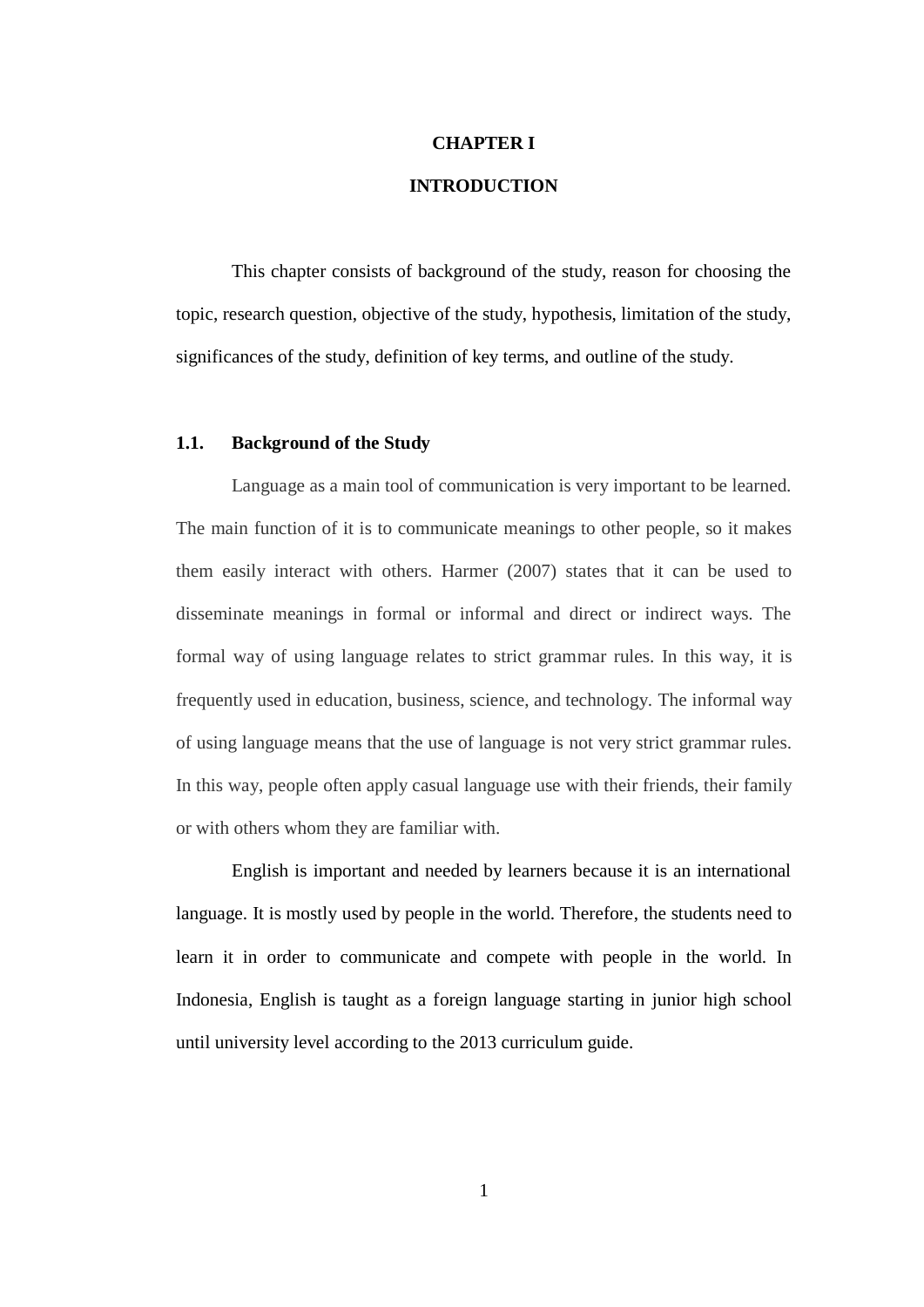# CHAPTER I

# INTRODUCTION

This chapter consists of background of the study, reason for choosing the topic, research question, objective of the study, hypothesis, limitation of the study, significances of the study, definition of key terms, and outline of the study.

## 1.1. Background of the Study

Language as a main tool of communication is very important to be learned. The main function of it is to communicate meanings to other people, so it makes them easily interact with others. Harmer (2007) states that it can be used to disseminate meanings in formal or informal and direct or indirect ways. The formal way of using language relates to strict grammar rules. In this way, it is frequently used in education, business, science, and technology. The informal way of using language means that the use of language is not very strict grammar rules. In this way, people often apply casual language use with their friends, their family or with others whom they are familiar with.

English is important and needed by learners because it is an international language. It is mostly used by people in the world. Therefore, the students need to learn it in order to communicate and compete with people in the world. In Indonesia, English is taught as a foreign language starting in junior high school until university level according to the 2013 curriculum guide.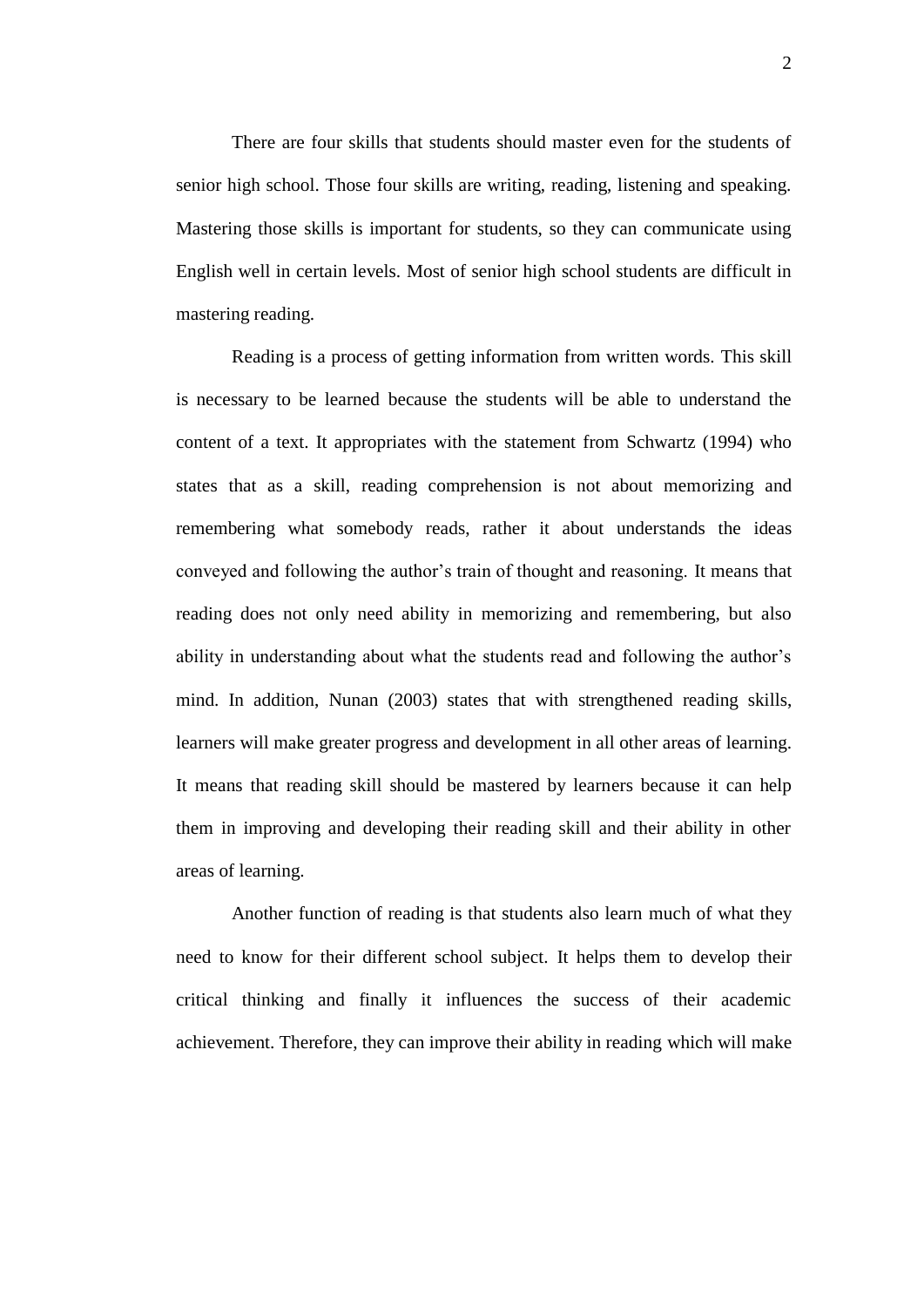There are four skills that students should master even for the students of senior high school. Those four skills are writing, reading, listening and speaking. Mastering those skills is important for students, so they can communicate using English well in certain levels. Most of senior high school students are difficult in mastering reading.

Reading is a process of getting information from written words. This skill is necessary to be learned because the students will be able to understand the content of a text. It appropriates with the statement from Schwartz (1994) who states that as a skill, reading comprehension is not about memorizing and remembering what somebody reads, rather it about understands the ideas conveyed and following the author's train of thought and reasoning. It means that reading does not only need ability in memorizing and remembering, but also ability in understanding about what the students read and following the author's mind. In addition, Nunan (2003) states that with strengthened reading skills, learners will make greater progress and development in all other areas of learning. It means that reading skill should be mastered by learners because it can help them in improving and developing their reading skill and their ability in other areas of learning.

Another function of reading is that students also learn much of what they need to know for their different school subject. It helps them to develop their critical thinking and finally it influences the success of their academic achievement. Therefore, they can improve their ability in reading which will make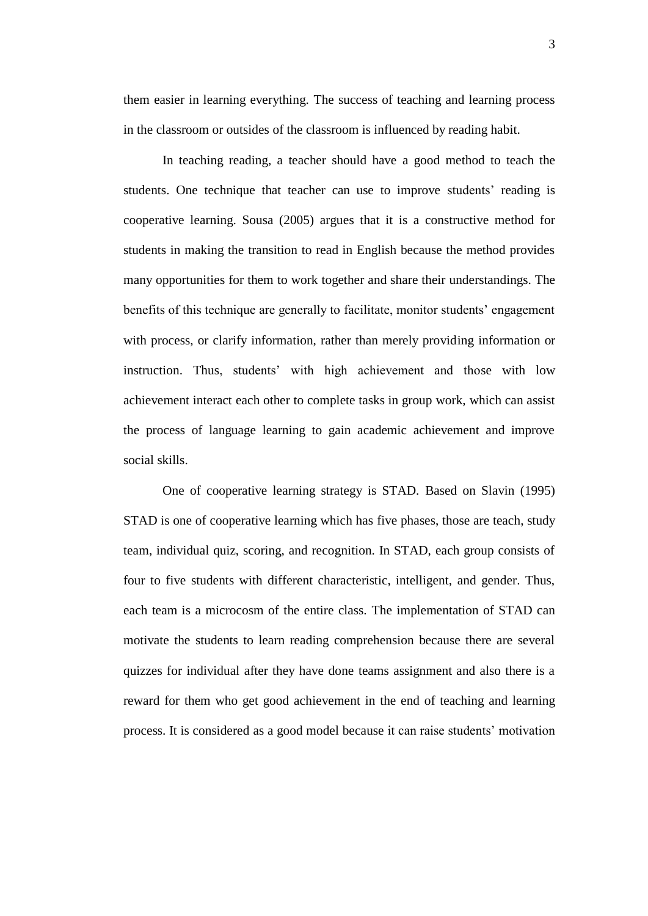them easier in learning everything. The success of teaching and learning process in the classroom or outsides of the classroom is influenced by reading habit.

In teaching reading, a teacher should have a good method to teach the students. One technique that teacher can use to improve students' reading is cooperative learning. Sousa (2005) argues that it is a constructive method for students in making the transition to read in English because the method provides many opportunities for them to work together and share their understandings. The benefits of this technique are generally to facilitate, monitor students' engagement with process, or clarify information, rather than merely providing information or instruction. Thus, students' with high achievement and those with low achievement interact each other to complete tasks in group work, which can assist the process of language learning to gain academic achievement and improve social skills.

One of cooperative learning strategy is STAD. Based on Slavin (1995) STAD is one of cooperative learning which has five phases, those are teach, study team, individual quiz, scoring, and recognition. In STAD, each group consists of four to five students with different characteristic, intelligent, and gender. Thus, each team is a microcosm of the entire class. The implementation of STAD can motivate the students to learn reading comprehension because there are several quizzes for individual after they have done teams assignment and also there is a reward for them who get good achievement in the end of teaching and learning process. It is considered as a good model because it can raise students' motivation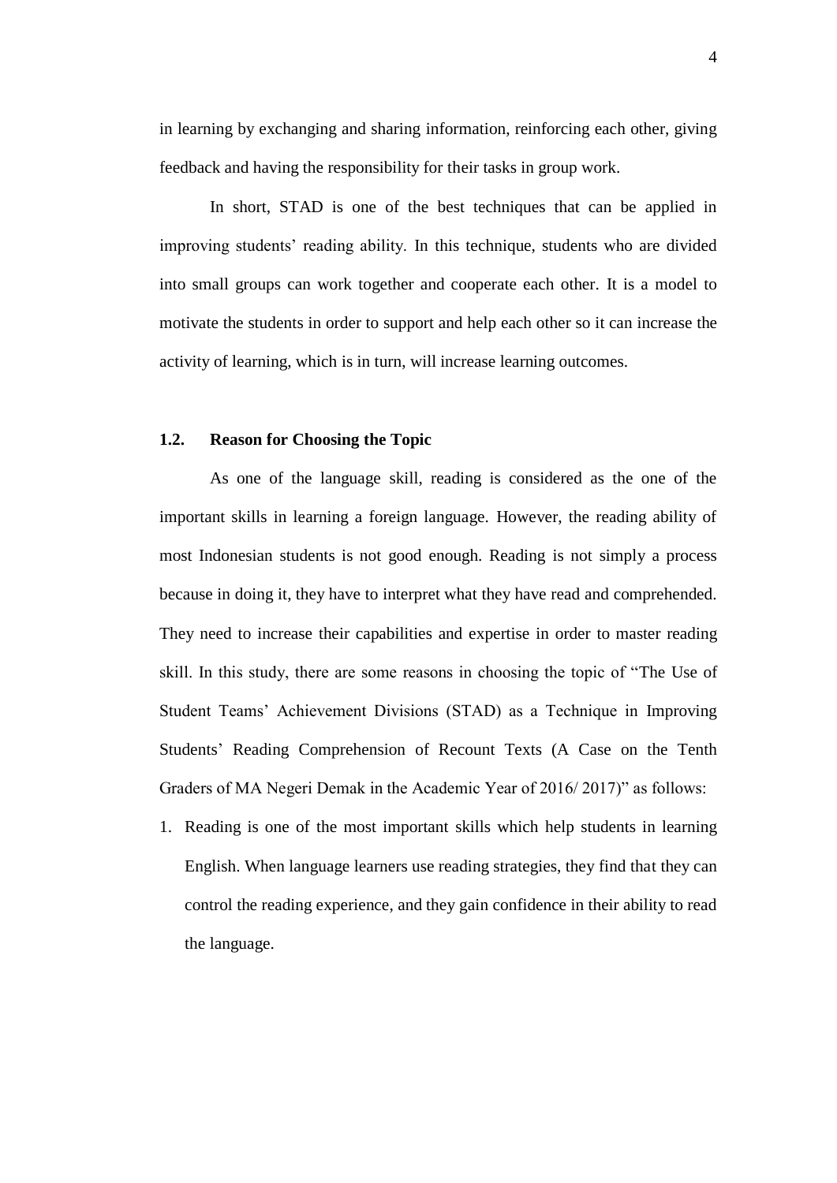in learning by exchanging and sharing information, reinforcing each other, giving feedback and having the responsibility for their tasks in group work.

In short, STAD is one of the best techniques that can be applied in improving students' reading ability. In this technique, students who are divided into small groups can work together and cooperate each other. It is a model to motivate the students in order to support and help each other so it can increase the activity of learning, which is in turn, will increase learning outcomes.

## 1.2. Reason for Choosing the Topic

As one of the language skill, reading is considered as the one of the important skills in learning a foreign language. However, the reading ability of most Indonesian students is not good enough. Reading is not simply a process because in doing it, they have to interpret what they have read and comprehended. They need to increase their capabilities and expertise in order to master reading skill. In this study, there are some reasons in choosing the topic of "The Use of Student Teams' Achievement Divisions (STAD) as a Technique in Improving Students' Reading Comprehension of Recount Texts (A Case on the Tenth Graders of MA Negeri Demak in the Academic Year of 2016/ 2017)" as follows:

1. Reading is one of the most important skills which help students in learning English. When language learners use reading strategies, they find that they can control the reading experience, and they gain confidence in their ability to read the language.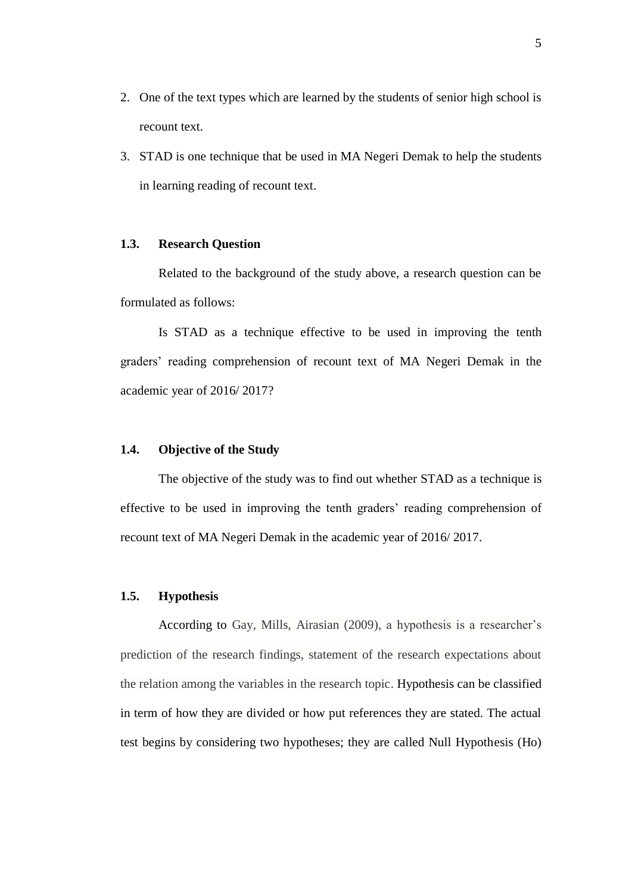2. One of the text types which are learned by the students of senior high school is recount text.
3. STAD is one technique that be used in MA Negeri Demak to help the students in learning reading of recount text.

### 1.3. Research Question

Related to the background of the study above, a research question can be formulated as follows:

Is STAD as a technique effective to be used in improving the tenth graders' reading comprehension of recount text of MA Negeri Demak in the academic year of 2016/ 2017?

### 1.4. Objective of the Study

The objective of the study was to find out whether STAD as a technique is effective to be used in improving the tenth graders' reading comprehension of recount text of MA Negeri Demak in the academic year of 2016/ 2017.

### 1.5. Hypothesis

According to Gay, Mills, Airasian (2009), a hypothesis is a researcher's prediction of the research findings, statement of the research expectations about the relation among the variables in the research topic. Hypothesis can be classified in term of how they are divided or how put references they are stated. The actual test begins by considering two hypotheses; they are called Null Hypothesis (Ho)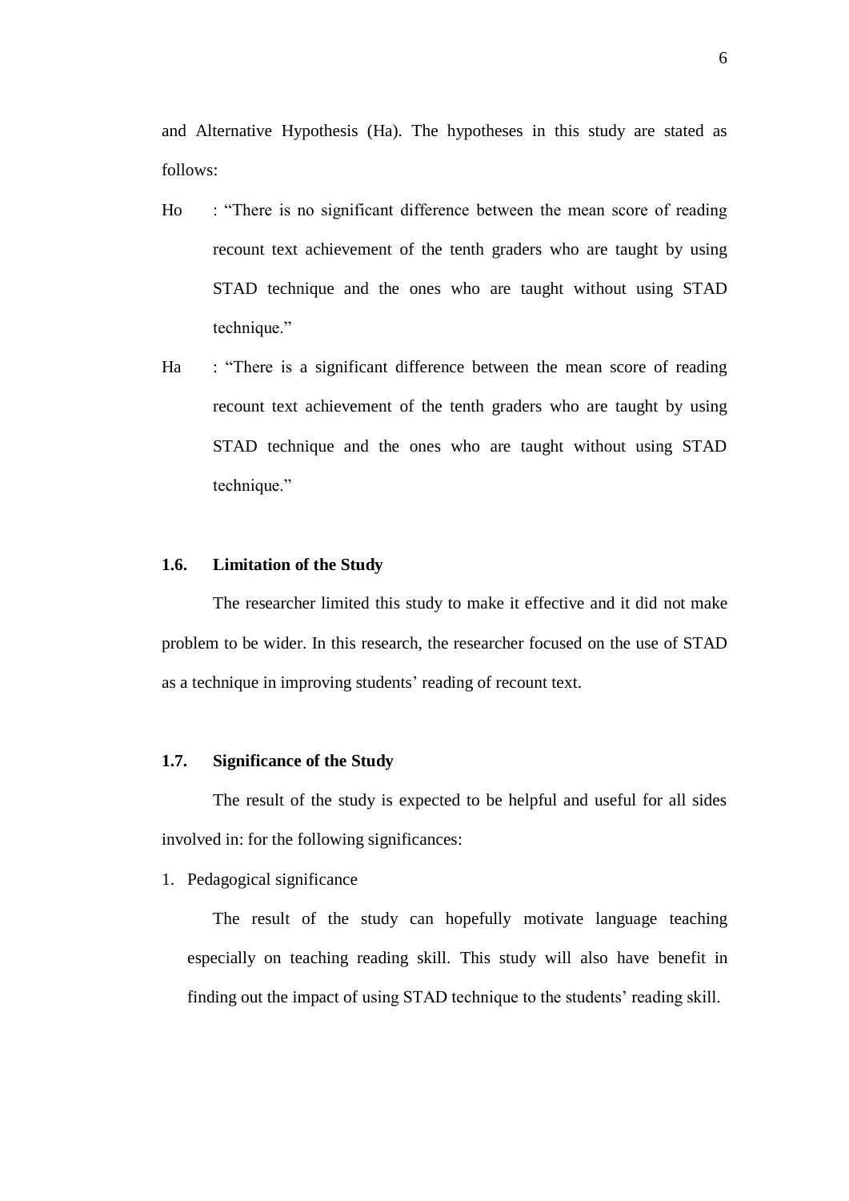and Alternative Hypothesis (Ha). The hypotheses in this study are stated as follows:

Ho : "There is no significant difference between the mean score of reading recount text achievement of the tenth graders who are taught by using STAD technique and the ones who are taught without using STAD technique."

Ha : "There is a significant difference between the mean score of reading recount text achievement of the tenth graders who are taught by using STAD technique and the ones who are taught without using STAD technique."

### 1.6. Limitation of the Study

The researcher limited this study to make it effective and it did not make problem to be wider. In this research, the researcher focused on the use of STAD as a technique in improving students' reading of recount text.

### 1.7. Significance of the Study

The result of the study is expected to be helpful and useful for all sides involved in: for the following significances:

1. Pedagogical significance

   The result of the study can hopefully motivate language teaching especially on teaching reading skill. This study will also have benefit in finding out the impact of using STAD technique to the students' reading skill.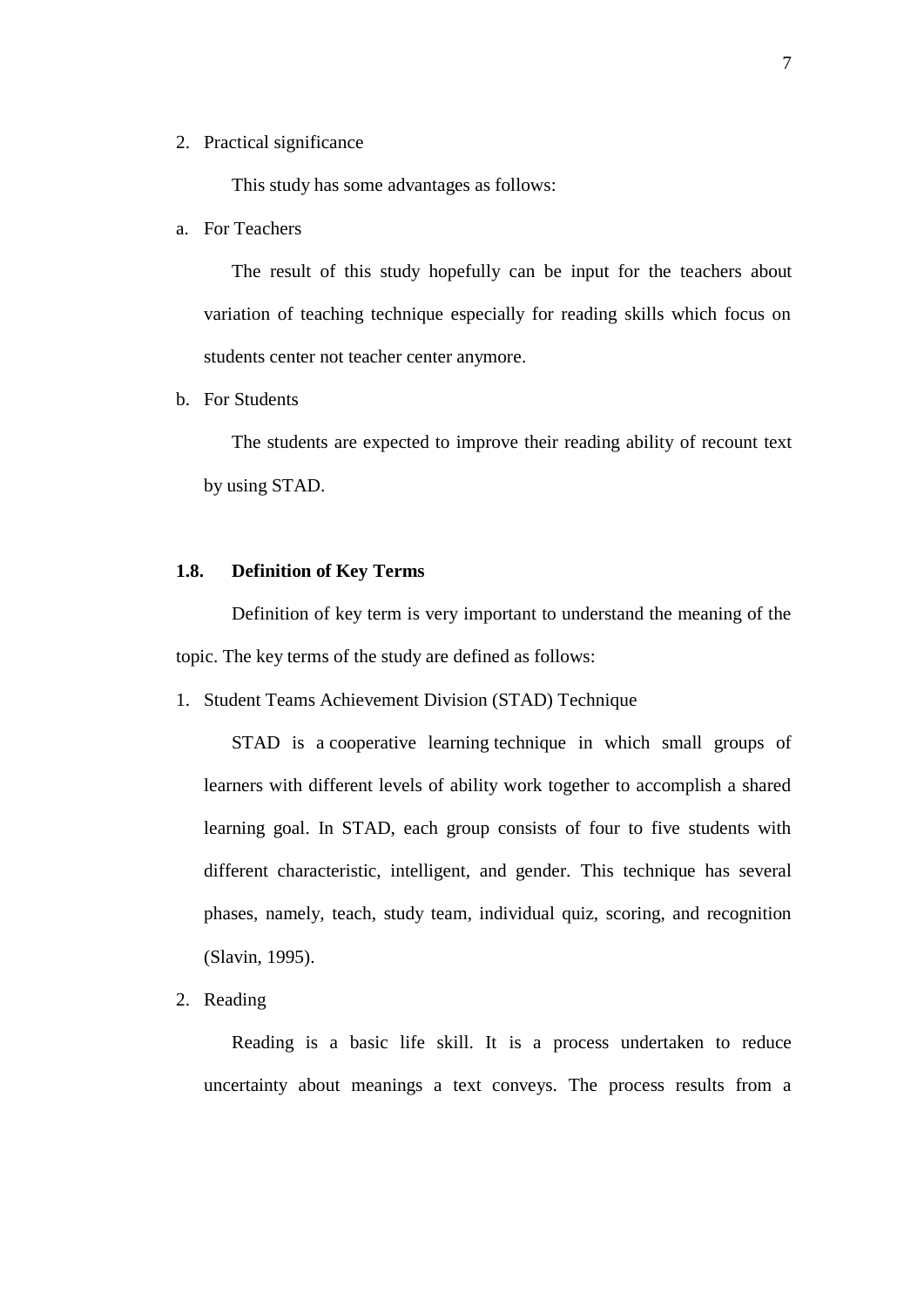2. Practical significance

This study has some advantages as follows:

a. For Teachers

The result of this study hopefully can be input for the teachers about variation of teaching technique especially for reading skills which focus on students center not teacher center anymore.

b. For Students

The students are expected to improve their reading ability of recount text by using STAD.

### 1.8. Definition of Key Terms

Definition of key term is very important to understand the meaning of the topic. The key terms of the study are defined as follows:

1. Student Teams Achievement Division (STAD) Technique

STAD is a cooperative learning technique in which small groups of learners with different levels of ability work together to accomplish a shared learning goal. In STAD, each group consists of four to five students with different characteristic, intelligent, and gender. This technique has several phases, namely, teach, study team, individual quiz, scoring, and recognition (Slavin, 1995).

2. Reading

Reading is a basic life skill. It is a process undertaken to reduce uncertainty about meanings a text conveys. The process results from a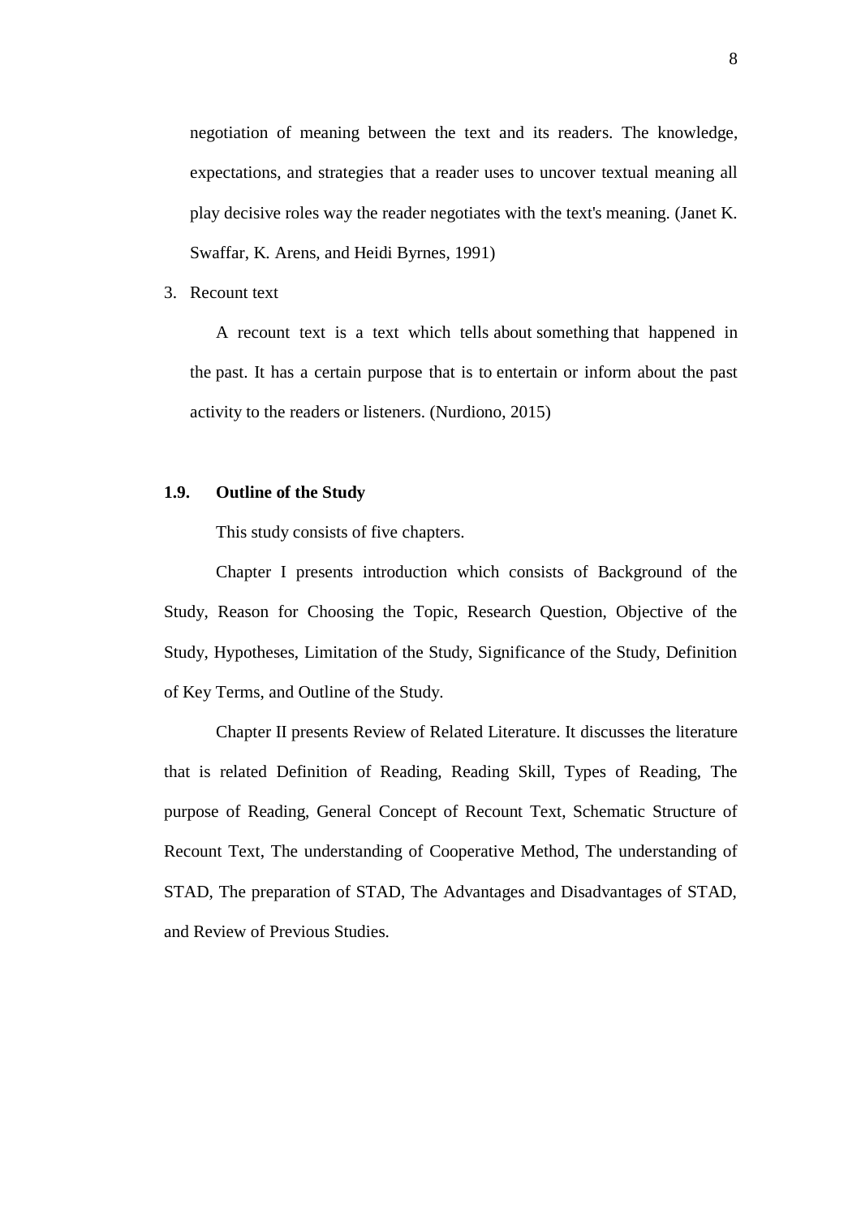negotiation of meaning between the text and its readers. The knowledge, expectations, and strategies that a reader uses to uncover textual meaning all play decisive roles way the reader negotiates with the text's meaning. (Janet K. Swaffar, K. Arens, and Heidi Byrnes, 1991)

3. Recount text

   A recount text is a text which tells about something that happened in the past. It has a certain purpose that is to entertain or inform about the past activity to the readers or listeners. (Nurdiono, 2015)

## 1.9. Outline of the Study

This study consists of five chapters.

Chapter I presents introduction which consists of Background of the Study, Reason for Choosing the Topic, Research Question, Objective of the Study, Hypotheses, Limitation of the Study, Significance of the Study, Definition of Key Terms, and Outline of the Study.

Chapter II presents Review of Related Literature. It discusses the literature that is related Definition of Reading, Reading Skill, Types of Reading, The purpose of Reading, General Concept of Recount Text, Schematic Structure of Recount Text, The understanding of Cooperative Method, The understanding of STAD, The preparation of STAD, The Advantages and Disadvantages of STAD, and Review of Previous Studies.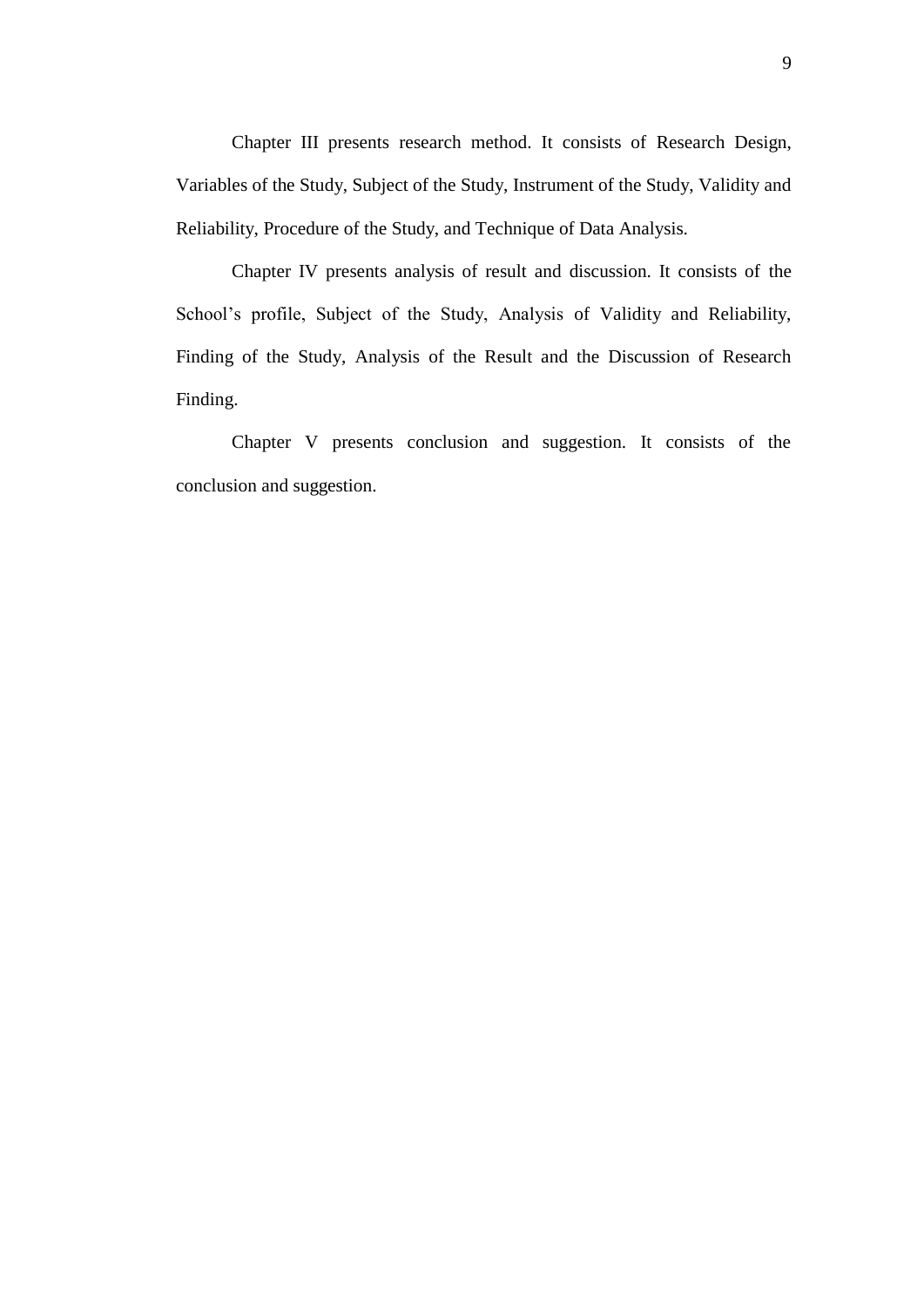Chapter III presents research method. It consists of Research Design, Variables of the Study, Subject of the Study, Instrument of the Study, Validity and Reliability, Procedure of the Study, and Technique of Data Analysis.

Chapter IV presents analysis of result and discussion. It consists of the School's profile, Subject of the Study, Analysis of Validity and Reliability, Finding of the Study, Analysis of the Result and the Discussion of Research Finding.

Chapter V presents conclusion and suggestion. It consists of the conclusion and suggestion.